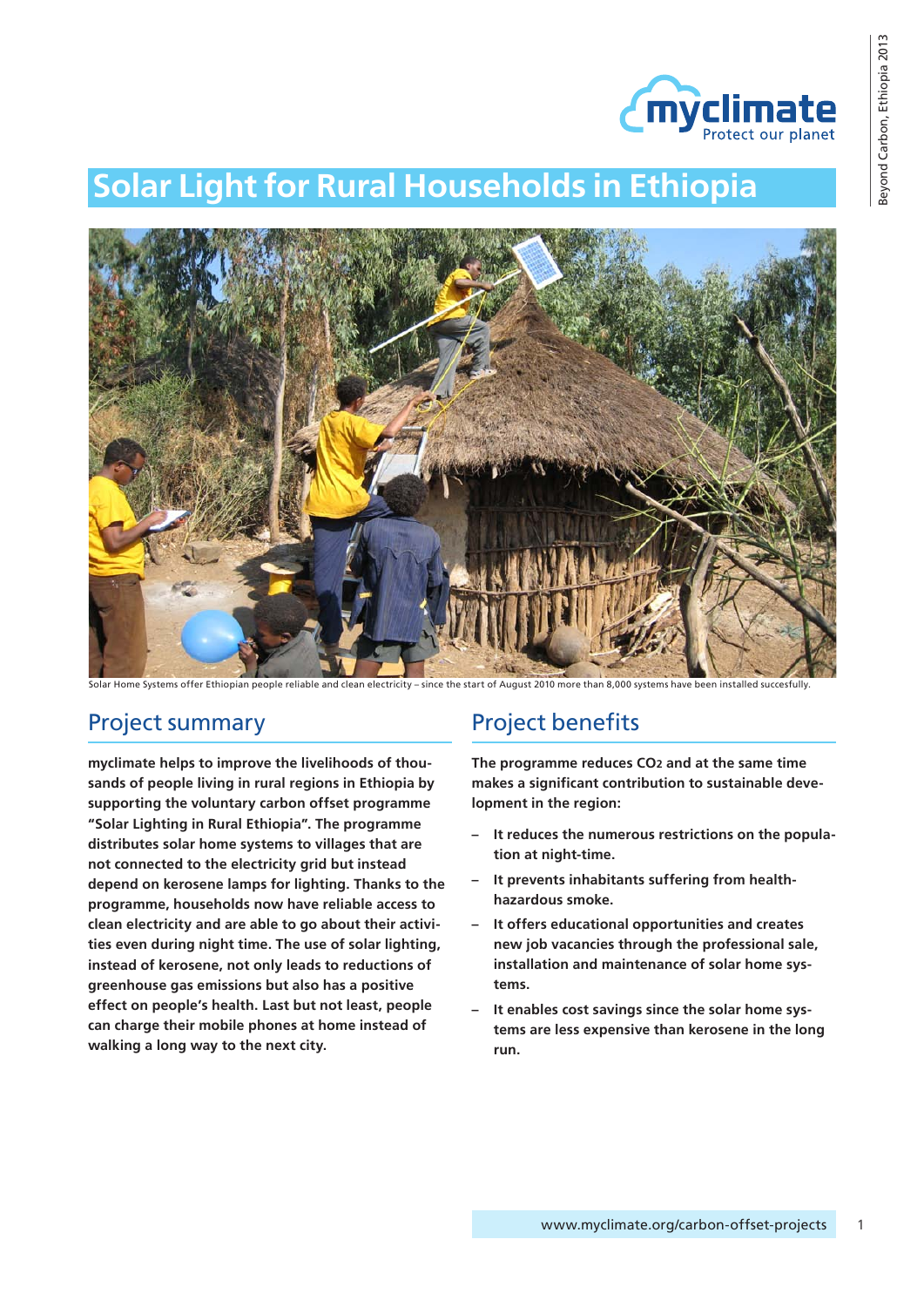# Solar Light for Rural Households in Ethiopia

Solar Home Systems offer Ethiopian people reliable and clean electricity – since the start of August 2010 more than 8,000 systems have been installed succesfully.

## Project summary

**myclimate helps to improve the livelihoods of thousands of people living in rural regions in Ethiopia by supporting the voluntary carbon offset programme "Solar Lighting in Rural Ethiopia". The programme distributes solar home systems to villages that are not connected to the electricity grid but instead depend on kerosene lamps for lighting. Thanks to the programme, households now have reliable access to clean electricity and are able to go about their activities even during night time. The use of solar lighting, instead of kerosene, not only leads to reductions of greenhouse gas emissions but also has a positive effect on people's health. Last but not least, people can charge their mobile phones at home instead of walking a long way to the next city.**

## Project benefits

**The programme reduces $CO_2$ and at the same time makes a significant contribution to sustainable development in the region:**

- **It reduces the numerous restrictions on the population at night-time.**
- **It prevents inhabitants suffering from health-hazardous smoke.**
- **It offers educational opportunities and creates new job vacancies through the professional sale, installation and maintenance of solar home systems.**
- **It enables cost savings since the solar home systems are less expensive than kerosene in the long run.**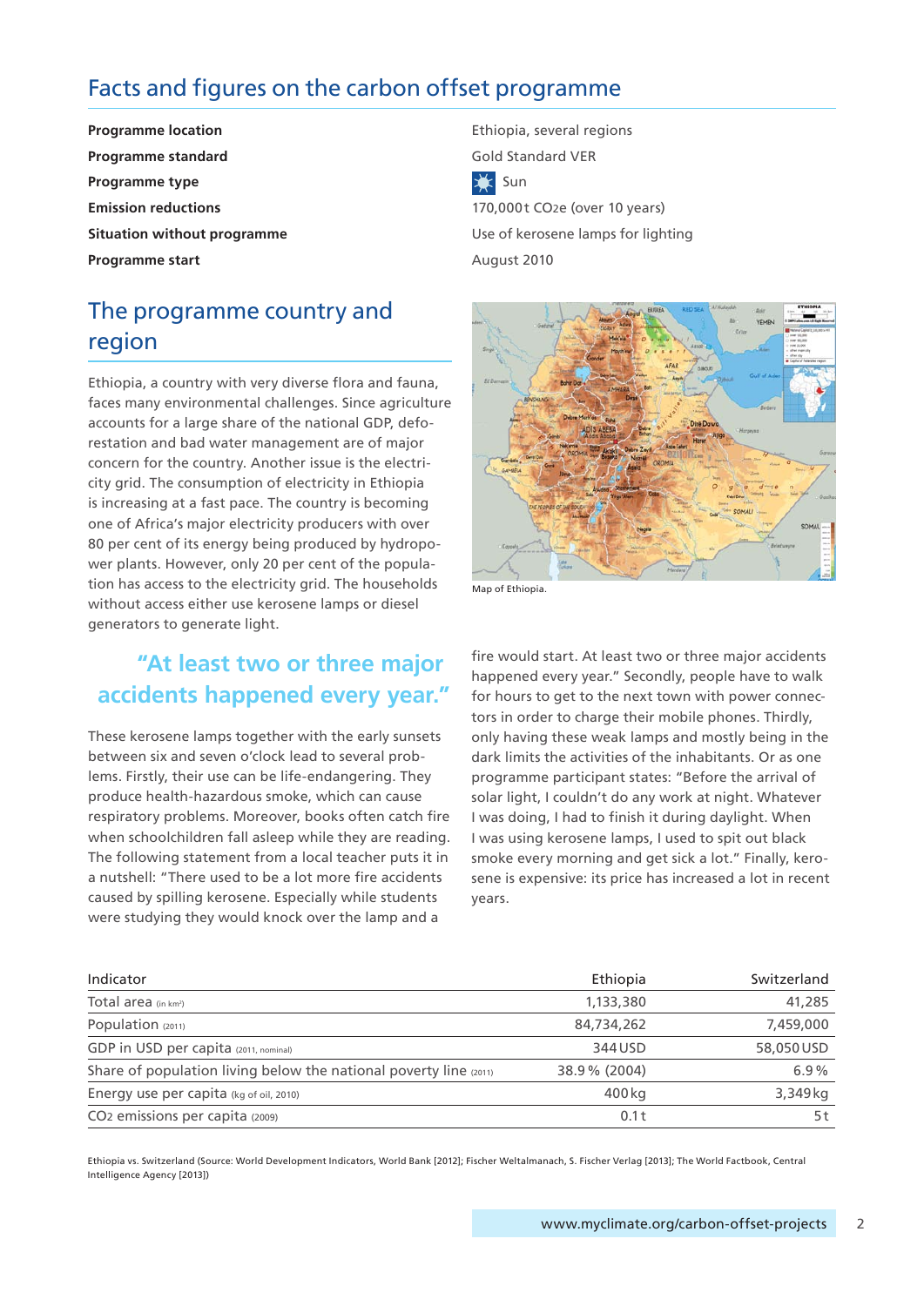## Facts and figures on the carbon offset programme

| | |
|---|---|
| **Programme location** | Ethiopia, several regions |
| **Programme standard** | Gold Standard VER |
| **Programme type** | Sun |
| **Emission reductions** | 170,000 t $CO_2e$ (over 10 years) |
| **Situation without programme** | Use of kerosene lamps for lighting |
| **Programme start** | August 2010 |

## The programme country and region

Ethiopia, a country with very diverse flora and fauna, faces many environmental challenges. Since agriculture accounts for a large share of the national GDP, deforestation and bad water management are of major concern for the country. Another issue is the electricity grid. The consumption of electricity in Ethiopia is increasing at a fast pace. The country is becoming one of Africa's major electricity producers with over 80 per cent of its energy being produced by hydropower plants. However, only 20 per cent of the population has access to the electricity grid. The households without access either use kerosene lamps or diesel generators to generate light.

Map of Ethiopia.

> **"At least two or three major accidents happened every year."**

These kerosene lamps together with the early sunsets between six and seven o'clock lead to several problems. Firstly, their use can be life-endangering. They produce health-hazardous smoke, which can cause respiratory problems. Moreover, books often catch fire when schoolchildren fall asleep while they are reading. The following statement from a local teacher puts it in a nutshell: "There used to be a lot more fire accidents caused by spilling kerosene. Especially while students were studying they would knock over the lamp and a fire would start. At least two or three major accidents happened every year." Secondly, people have to walk for hours to get to the next town with power connectors in order to charge their mobile phones. Thirdly, only having these weak lamps and mostly being in the dark limits the activities of the inhabitants. Or as one programme participant states: "Before the arrival of solar light, I couldn't do any work at night. Whatever I was doing, I had to finish it during daylight. When I was using kerosene lamps, I used to spit out black smoke every morning and get sick a lot." Finally, kerosene is expensive: its price has increased a lot in recent years.

| Indicator | Ethiopia | Switzerland |
|---|---|---|
| Total area (in km²) | 1,133,380 | 41,285 |
| Population (2011) | 84,734,262 | 7,459,000 |
| GDP in USD per capita (2011, nominal) | 344 USD | 58,050 USD |
| Share of population living below the national poverty line (2011) | 38.9 % (2004) | 6.9 % |
| Energy use per capita (kg of oil, 2010) | 400 kg | 3,349 kg |
| $CO_2$ emissions per capita (2009) | 0.1 t | 5 t |

Ethiopia vs. Switzerland (Source: World Development Indicators, World Bank [2012]; Fischer Weltalmanach, S. Fischer Verlag [2013]; The World Factbook, Central Intelligence Agency [2013])

www.myclimate.org/carbon-offset-projects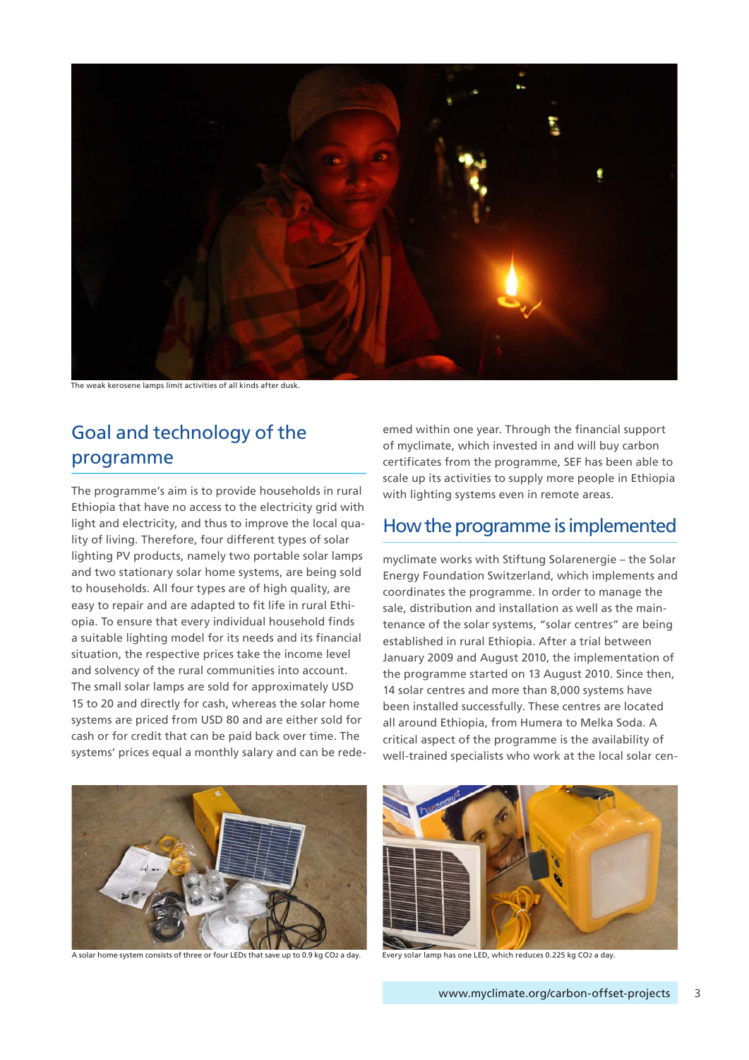The weak kerosene lamps limit activities of all kinds after dusk.

## Goal and technology of the programme

The programme's aim is to provide households in rural Ethiopia that have no access to the electricity grid with light and electricity, and thus to improve the local quality of living. Therefore, four different types of solar lighting PV products, namely two portable solar lamps and two stationary solar home systems, are being sold to households. All four types are of high quality, are easy to repair and are adapted to fit life in rural Ethiopia. To ensure that every individual household finds a suitable lighting model for its needs and its financial situation, the respective prices take the income level and solvency of the rural communities into account. The small solar lamps are sold for approximately USD 15 to 20 and directly for cash, whereas the solar home systems are priced from USD 80 and are either sold for cash or for credit that can be paid back over time. The systems' prices equal a monthly salary and can be redeemed within one year. Through the financial support of myclimate, which invested in and will buy carbon certificates from the programme, SEF has been able to scale up its activities to supply more people in Ethiopia with lighting systems even in remote areas.

## How the programme is implemented

myclimate works with Stiftung Solarenergie – the Solar Energy Foundation Switzerland, which implements and coordinates the programme. In order to manage the sale, distribution and installation as well as the maintenance of the solar systems, "solar centres" are being established in rural Ethiopia. After a trial between January 2009 and August 2010, the implementation of the programme started on 13 August 2010. Since then, 14 solar centres and more than 8,000 systems have been installed successfully. These centres are located all around Ethiopia, from Humera to Melka Soda. A critical aspect of the programme is the availability of well-trained specialists who work at the local solar cen-

A solar home system consists of three or four LEDs that save up to 0.9 kg $CO_2$ a day.

Every solar lamp has one LED, which reduces 0.225 kg $CO_2$ a day.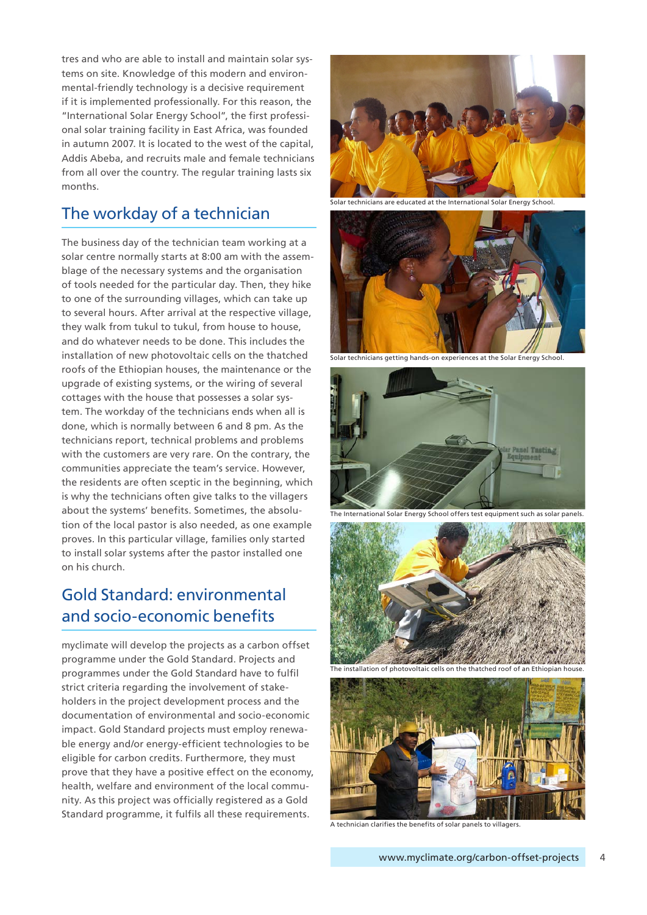tres and who are able to install and maintain solar systems on site. Knowledge of this modern and environmental-friendly technology is a decisive requirement if it is implemented professionally. For this reason, the "International Solar Energy School", the first professional solar training facility in East Africa, was founded in autumn 2007. It is located to the west of the capital, Addis Abeba, and recruits male and female technicians from all over the country. The regular training lasts six months.

## The workday of a technician

The business day of the technician team working at a solar centre normally starts at 8:00 am with the assemblage of the necessary systems and the organisation of tools needed for the particular day. Then, they hike to one of the surrounding villages, which can take up to several hours. After arrival at the respective village, they walk from tukul to tukul, from house to house, and do whatever needs to be done. This includes the installation of new photovoltaic cells on the thatched roofs of the Ethiopian houses, the maintenance or the upgrade of existing systems, or the wiring of several cottages with the house that possesses a solar system. The workday of the technicians ends when all is done, which is normally between 6 and 8 pm. As the technicians report, technical problems and problems with the customers are very rare. On the contrary, the communities appreciate the team's service. However, the residents are often sceptic in the beginning, which is why the technicians often give talks to the villagers about the systems' benefits. Sometimes, the absolution of the local pastor is also needed, as one example proves. In this particular village, families only started to install solar systems after the pastor installed one on his church.

## Gold Standard: environmental and socio-economic benefits

myclimate will develop the projects as a carbon offset programme under the Gold Standard. Projects and programmes under the Gold Standard have to fulfil strict criteria regarding the involvement of stakeholders in the project development process and the documentation of environmental and socio-economic impact. Gold Standard projects must employ renewable energy and/or energy-efficient technologies to be eligible for carbon credits. Furthermore, they must prove that they have a positive effect on the economy, health, welfare and environment of the local community. As this project was officially registered as a Gold Standard programme, it fulfils all these requirements.

Solar technicians are educated at the International Solar Energy School.

Solar technicians getting hands-on experiences at the Solar Energy School.

The International Solar Energy School offers test equipment such as solar panels.

The installation of photovoltaic cells on the thatched roof of an Ethiopian house.

A technician clarifies the benefits of solar panels to villagers.

www.myclimate.org/carbon-offset-projects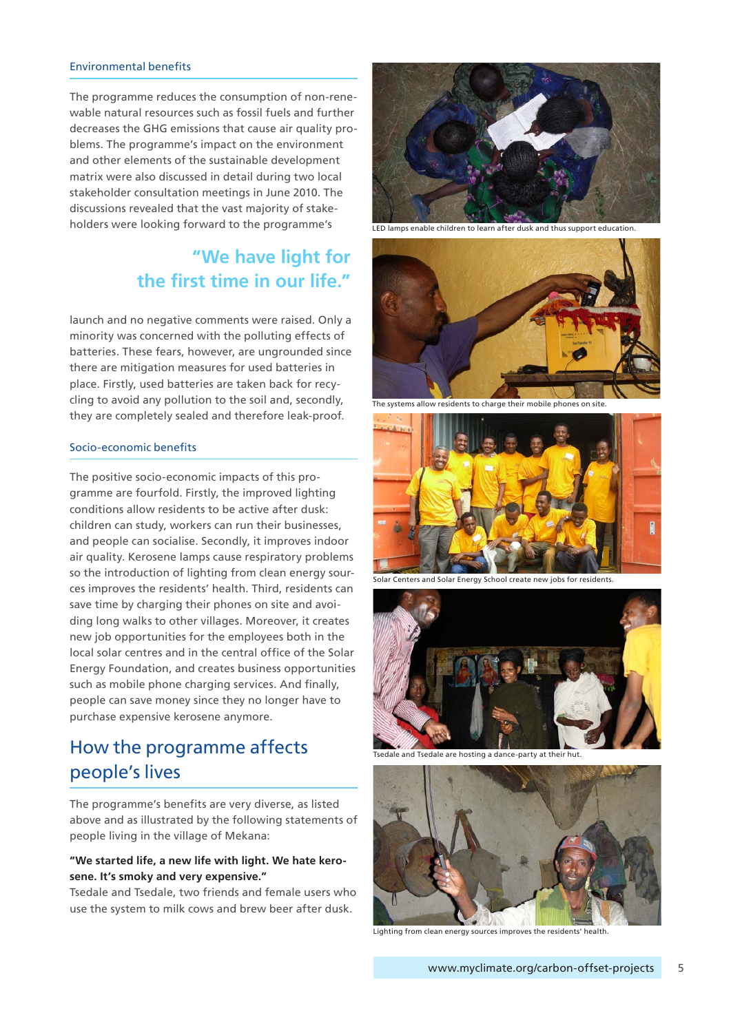### Environmental benefits

The programme reduces the consumption of non-renewable natural resources such as fossil fuels and further decreases the GHG emissions that cause air quality problems. The programme's impact on the environment and other elements of the sustainable development matrix were also discussed in detail during two local stakeholder consultation meetings in June 2010. The discussions revealed that the vast majority of stakeholders were looking forward to the programme's launch and no negative comments were raised. Only a minority was concerned with the polluting effects of batteries. These fears, however, are ungrounded since there are mitigation measures for used batteries in place. Firstly, used batteries are taken back for recycling to avoid any pollution to the soil and, secondly, they are completely sealed and therefore leak-proof.

> "We have light for the first time in our life."

### Socio-economic benefits

The positive socio-economic impacts of this programme are fourfold. Firstly, the improved lighting conditions allow residents to be active after dusk: children can study, workers can run their businesses, and people can socialise. Secondly, it improves indoor air quality. Kerosene lamps cause respiratory problems so the introduction of lighting from clean energy sources improves the residents' health. Third, residents can save time by charging their phones on site and avoiding long walks to other villages. Moreover, it creates new job opportunities for the employees both in the local solar centres and in the central office of the Solar Energy Foundation, and creates business opportunities such as mobile phone charging services. And finally, people can save money since they no longer have to purchase expensive kerosene anymore.

## How the programme affects people's lives

The programme's benefits are very diverse, as listed above and as illustrated by the following statements of people living in the village of Mekana:

**"We started life, a new life with light. We hate kerosene. It's smoky and very expensive."**
Tsedale and Tsedale, two friends and female users who use the system to milk cows and brew beer after dusk.

LED lamps enable children to learn after dusk and thus support education.

The systems allow residents to charge their mobile phones on site.

Solar Centers and Solar Energy School create new jobs for residents.

Tsedale and Tsedale are hosting a dance-party at their hut.

Lighting from clean energy sources improves the residents' health.

www.myclimate.org/carbon-offset-projects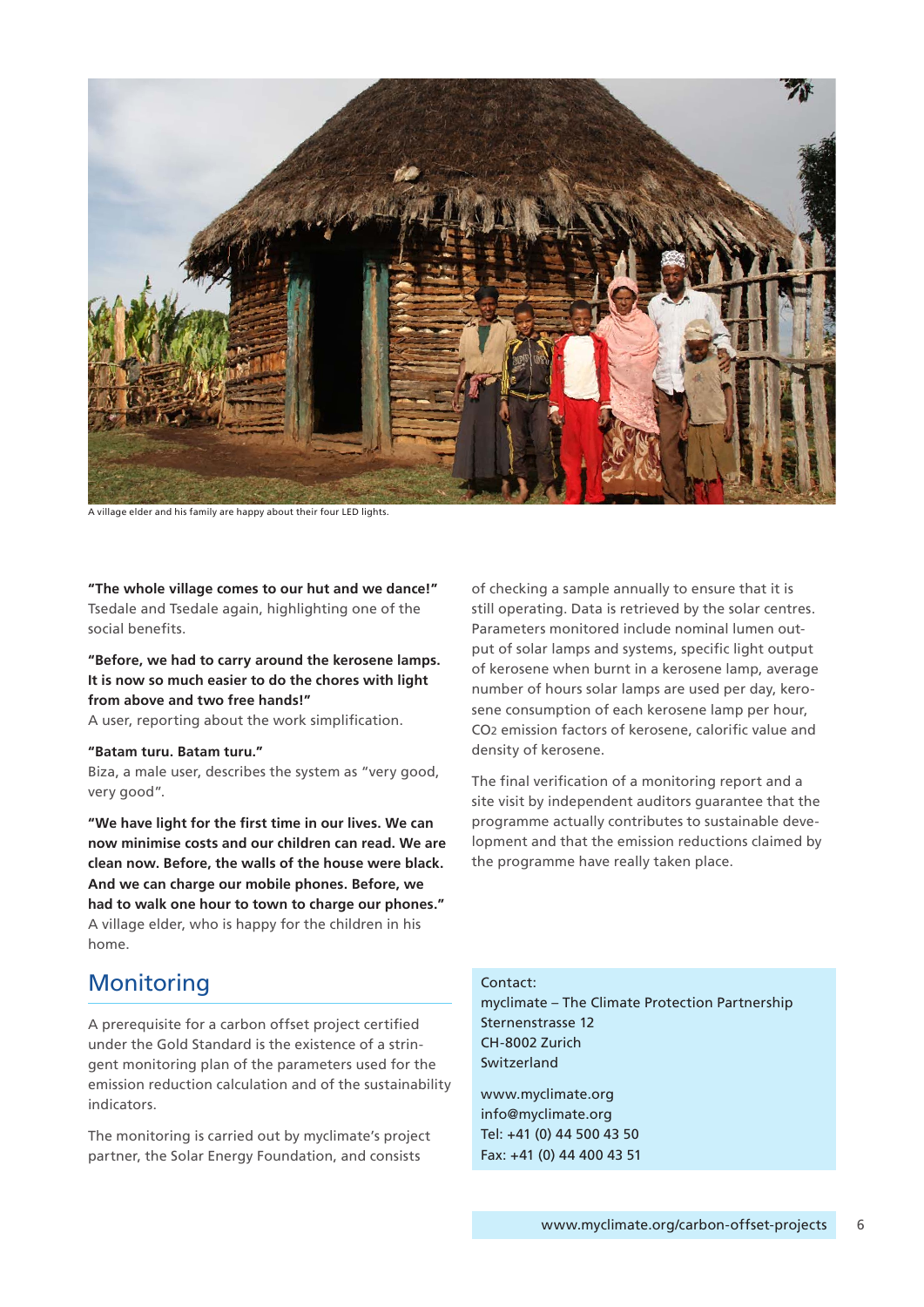A village elder and his family are happy about their four LED lights.

**"The whole village comes to our hut and we dance!"**
Tsedale and Tsedale again, highlighting one of the social benefits.

**"Before, we had to carry around the kerosene lamps. It is now so much easier to do the chores with light from above and two free hands!"**
A user, reporting about the work simplification.

**"Batam turu. Batam turu."**
Biza, a male user, describes the system as "very good, very good".

**"We have light for the first time in our lives. We can now minimise costs and our children can read. We are clean now. Before, the walls of the house were black. And we can charge our mobile phones. Before, we had to walk one hour to town to charge our phones."**
A village elder, who is happy for the children in his home.

## Monitoring

A prerequisite for a carbon offset project certified under the Gold Standard is the existence of a stringent monitoring plan of the parameters used for the emission reduction calculation and of the sustainability indicators.

The monitoring is carried out by myclimate's project partner, the Solar Energy Foundation, and consists of checking a sample annually to ensure that it is still operating. Data is retrieved by the solar centres. Parameters monitored include nominal lumen output of solar lamps and systems, specific light output of kerosene when burnt in a kerosene lamp, average number of hours solar lamps are used per day, kerosene consumption of each kerosene lamp per hour, $CO_2$ emission factors of kerosene, calorific value and density of kerosene.

The final verification of a monitoring report and a site visit by independent auditors guarantee that the programme actually contributes to sustainable development and that the emission reductions claimed by the programme have really taken place.

Contact:
myclimate – The Climate Protection Partnership
Sternenstrasse 12
CH-8002 Zurich
Switzerland

www.myclimate.org
info@myclimate.org
Tel: +41 (0) 44 500 43 50
Fax: +41 (0) 44 400 43 51

www.myclimate.org/carbon-offset-projects